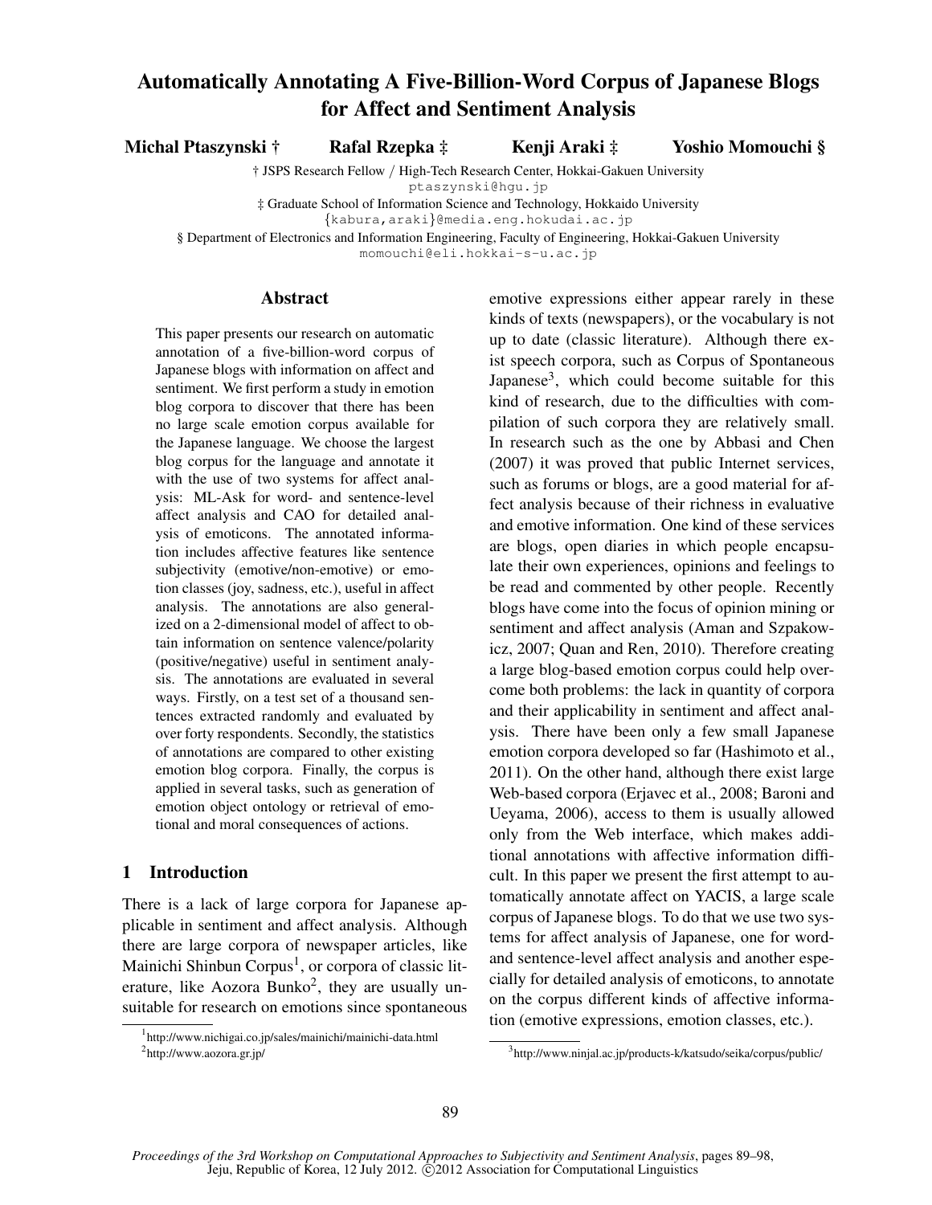# Automatically Annotating A Five-Billion-Word Corpus of Japanese Blogs for Affect and Sentiment Analysis

**Michal Ptaszynski †** **Rafal Rzepka ‡** **Kenji Araki ‡** **Yoshio Momouchi §**

† JSPS Research Fellow / High-Tech Research Center, Hokkai-Gakuen University
ptaszynski@hgu.jp

‡ Graduate School of Information Science and Technology, Hokkaido University
{kabura,araki}@media.eng.hokudai.ac.jp

§ Department of Electronics and Information Engineering, Faculty of Engineering, Hokkai-Gakuen University
momouchi@eli.hokkai-s-u.ac.jp

## Abstract

This paper presents our research on automatic annotation of a five-billion-word corpus of Japanese blogs with information on affect and sentiment. We first perform a study in emotion blog corpora to discover that there has been no large scale emotion corpus available for the Japanese language. We choose the largest blog corpus for the language and annotate it with the use of two systems for affect analysis: ML-Ask for word- and sentence-level affect analysis and CAO for detailed analysis of emoticons. The annotated information includes affective features like sentence subjectivity (emotive/non-emotive) or emotion classes (joy, sadness, etc.), useful in affect analysis. The annotations are also generalized on a 2-dimensional model of affect to obtain information on sentence valence/polarity (positive/negative) useful in sentiment analysis. The annotations are evaluated in several ways. Firstly, on a test set of a thousand sentences extracted randomly and evaluated by over forty respondents. Secondly, the statistics of annotations are compared to other existing emotion blog corpora. Finally, the corpus is applied in several tasks, such as generation of emotion object ontology or retrieval of emotional and moral consequences of actions.

## 1 Introduction

There is a lack of large corpora for Japanese applicable in sentiment and affect analysis. Although there are large corpora of newspaper articles, like Mainichi Shinbun Corpus[1], or corpora of classic literature, like Aozora Bunko[2], they are usually unsuitable for research on emotions since spontaneous emotive expressions either appear rarely in these kinds of texts (newspapers), or the vocabulary is not up to date (classic literature). Although there exist speech corpora, such as Corpus of Spontaneous Japanese[3], which could become suitable for this kind of research, due to the difficulties with compilation of such corpora they are relatively small. In research such as the one by Abbasi and Chen (2007) it was proved that public Internet services, such as forums or blogs, are a good material for affect analysis because of their richness in evaluative and emotive information. One kind of these services are blogs, open diaries in which people encapsulate their own experiences, opinions and feelings to be read and commented by other people. Recently blogs have come into the focus of opinion mining or sentiment and affect analysis (Aman and Szpakowicz, 2007; Quan and Ren, 2010). Therefore creating a large blog-based emotion corpus could help overcome both problems: the lack in quantity of corpora and their applicability in sentiment and affect analysis. There have been only a few small Japanese emotion corpora developed so far (Hashimoto et al., 2011). On the other hand, although there exist large Web-based corpora (Erjavec et al., 2008; Baroni and Ueyama, 2006), access to them is usually allowed only from the Web interface, which makes additional annotations with affective information difficult. In this paper we present the first attempt to automatically annotate affect on YACIS, a large scale corpus of Japanese blogs. To do that we use two systems for affect analysis of Japanese, one for word- and sentence-level affect analysis and another especially for detailed analysis of emoticons, to annotate on the corpus different kinds of affective information (emotive expressions, emotion classes, etc.).

[1] http://www.nichigai.co.jp/sales/mainichi/mainichi-data.html
[2] http://www.aozora.gr.jp/
[3] http://www.ninjal.ac.jp/products-k/katsudo/seika/corpus/public/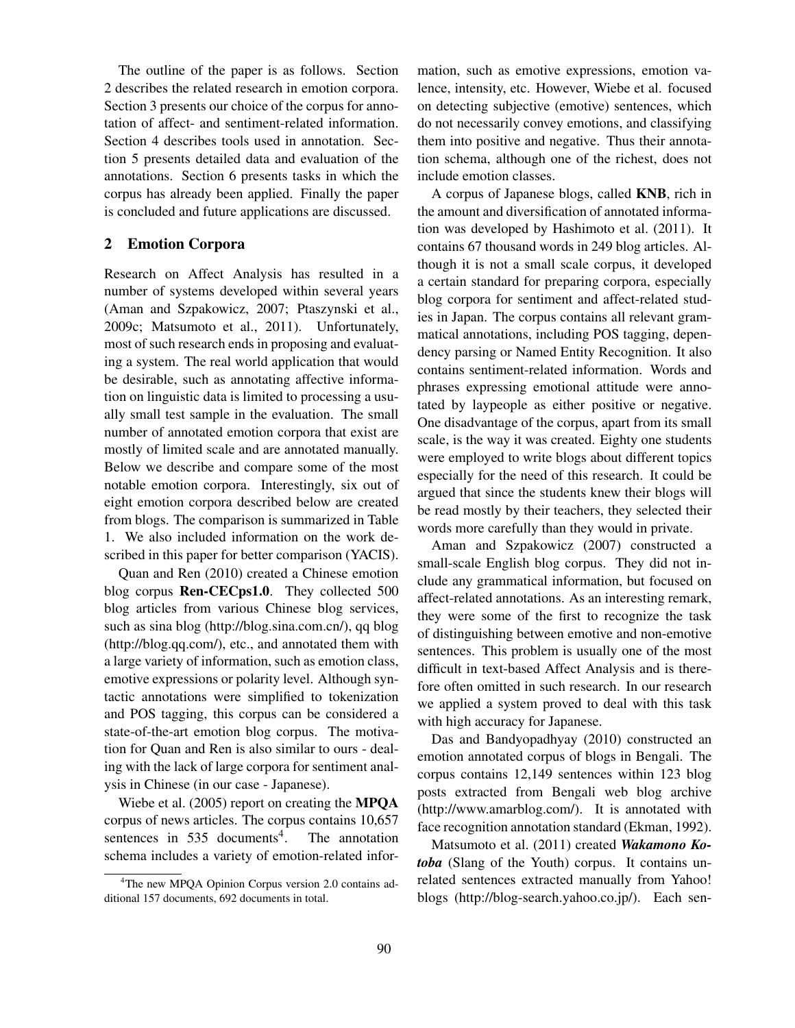The outline of the paper is as follows. Section 2 describes the related research in emotion corpora. Section 3 presents our choice of the corpus for annotation of affect- and sentiment-related information. Section 4 describes tools used in annotation. Section 5 presents detailed data and evaluation of the annotations. Section 6 presents tasks in which the corpus has already been applied. Finally the paper is concluded and future applications are discussed.

## 2 Emotion Corpora

Research on Affect Analysis has resulted in a number of systems developed within several years (Aman and Szpakowicz, 2007; Ptaszynski et al., 2009c; Matsumoto et al., 2011). Unfortunately, most of such research ends in proposing and evaluating a system. The real world application that would be desirable, such as annotating affective information on linguistic data is limited to processing a usually small test sample in the evaluation. The small number of annotated emotion corpora that exist are mostly of limited scale and are annotated manually. Below we describe and compare some of the most notable emotion corpora. Interestingly, six out of eight emotion corpora described below are created from blogs. The comparison is summarized in Table 1. We also included information on the work described in this paper for better comparison (YACIS).

Quan and Ren (2010) created a Chinese emotion blog corpus **Ren-CECps1.0**. They collected 500 blog articles from various Chinese blog services, such as sina blog (http://blog.sina.com.cn/), qq blog (http://blog.qq.com/), etc., and annotated them with a large variety of information, such as emotion class, emotive expressions or polarity level. Although syntactic annotations were simplified to tokenization and POS tagging, this corpus can be considered a state-of-the-art emotion blog corpus. The motivation for Quan and Ren is also similar to ours - dealing with the lack of large corpora for sentiment analysis in Chinese (in our case - Japanese).

Wiebe et al. (2005) report on creating the **MPQA** corpus of news articles. The corpus contains 10,657 sentences in 535 documents[4]. The annotation schema includes a variety of emotion-related information, such as emotive expressions, emotion valence, intensity, etc. However, Wiebe et al. focused on detecting subjective (emotive) sentences, which do not necessarily convey emotions, and classifying them into positive and negative. Thus their annotation schema, although one of the richest, does not include emotion classes.

A corpus of Japanese blogs, called **KNB**, rich in the amount and diversification of annotated information was developed by Hashimoto et al. (2011). It contains 67 thousand words in 249 blog articles. Although it is not a small scale corpus, it developed a certain standard for preparing corpora, especially blog corpora for sentiment and affect-related studies in Japan. The corpus contains all relevant grammatical annotations, including POS tagging, dependency parsing or Named Entity Recognition. It also contains sentiment-related information. Words and phrases expressing emotional attitude were annotated by laypeople as either positive or negative. One disadvantage of the corpus, apart from its small scale, is the way it was created. Eighty one students were employed to write blogs about different topics especially for the need of this research. It could be argued that since the students knew their blogs will be read mostly by their teachers, they selected their words more carefully than they would in private.

Aman and Szpakowicz (2007) constructed a small-scale English blog corpus. They did not include any grammatical information, but focused on affect-related annotations. As an interesting remark, they were some of the first to recognize the task of distinguishing between emotive and non-emotive sentences. This problem is usually one of the most difficult in text-based Affect Analysis and is therefore often omitted in such research. In our research we applied a system proved to deal with this task with high accuracy for Japanese.

Das and Bandyopadhyay (2010) constructed an emotion annotated corpus of blogs in Bengali. The corpus contains 12,149 sentences within 123 blog posts extracted from Bengali web blog archive (http://www.amarblog.com/). It is annotated with face recognition annotation standard (Ekman, 1992).

Matsumoto et al. (2011) created ***Wakamono Kotoba*** (Slang of the Youth) corpus. It contains unrelated sentences extracted manually from Yahoo! blogs (http://blog-search.yahoo.co.jp/). Each sen-

[4] The new MPQA Opinion Corpus version 2.0 contains additional 157 documents, 692 documents in total.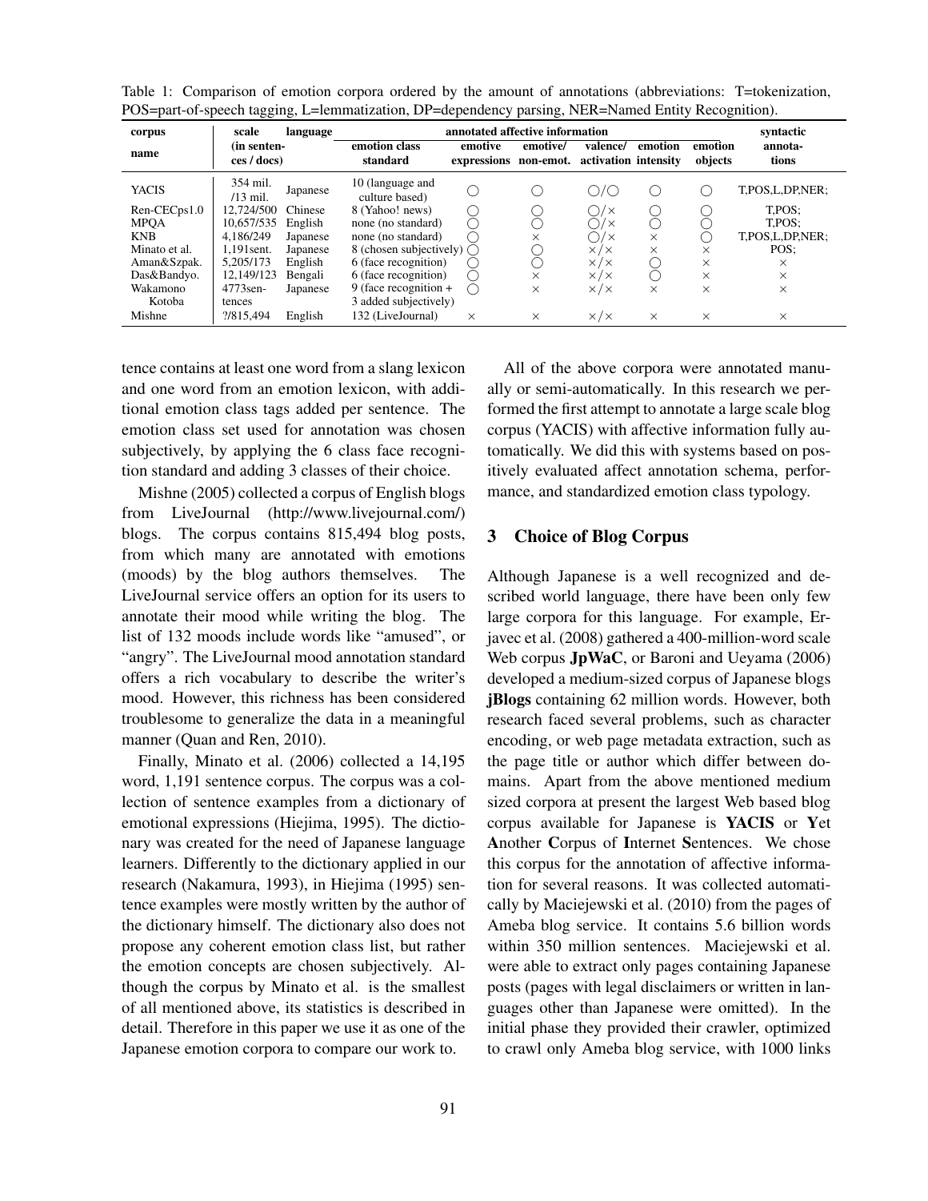Table 1: Comparison of emotion corpora ordered by the amount of annotations (abbreviations: T=tokenization, POS=part-of-speech tagging, L=lemmatization, DP=dependency parsing, NER=Named Entity Recognition).

| corpus name | scale (in sentences / docs) | language | annotated affective information | | | | | | syntactic annotations |
|---|---|---|---|---|---|---|---|---|---|
| | | | emotion class standard | emotive expressions | emotive/ non-emot. | valence/ activation | emotion intensity | emotion objects | |
| YACIS | 354 mil. /13 mil. | Japanese | 10 (language and culture based) | ○ | ○ | ○/○ | ○ | ○ | T,POS,L,DP,NER; |
| Ren-CECps1.0 | 12,724/500 | Chinese | 8 (Yahoo! news) | ○ | ○ | ○/× | ○ | ○ | T,POS; |
| MPQA | 10,657/535 | English | none (no standard) | ○ | ○ | ○/× | ○ | ○ | T,POS; |
| KNB | 4,186/249 | Japanese | none (no standard) | ○ | × | ○/× | × | ○ | T,POS,L,DP,NER; |
| Minato et al. | 1,191sent. | Japanese | 8 (chosen subjectively) | ○ | ○ | ×/× | × | × | POS; |
| Aman&Szpak. | 5,205/173 | English | 6 (face recognition) | ○ | ○ | ×/× | ○ | × | × |
| Das&Bandyo. | 12,149/123 | Bengali | 6 (face recognition) | ○ | × | ×/× | ○ | × | × |
| Wakamono Kotoba | 4773sentences | Japanese | 9 (face recognition + 3 added subjectively) | ○ | × | ×/× | × | × | × |
| Mishne | ?/815,494 | English | 132 (LiveJournal) | × | × | ×/× | × | × | × |

tence contains at least one word from a slang lexicon and one word from an emotion lexicon, with additional emotion class tags added per sentence. The emotion class set used for annotation was chosen subjectively, by applying the 6 class face recognition standard and adding 3 classes of their choice.

Mishne (2005) collected a corpus of English blogs from LiveJournal (http://www.livejournal.com/) blogs. The corpus contains 815,494 blog posts, from which many are annotated with emotions (moods) by the blog authors themselves. The LiveJournal service offers an option for its users to annotate their mood while writing the blog. The list of 132 moods include words like "amused", or "angry". The LiveJournal mood annotation standard offers a rich vocabulary to describe the writer's mood. However, this richness has been considered troublesome to generalize the data in a meaningful manner (Quan and Ren, 2010).

Finally, Minato et al. (2006) collected a 14,195 word, 1,191 sentence corpus. The corpus was a collection of sentence examples from a dictionary of emotional expressions (Hiejima, 1995). The dictionary was created for the need of Japanese language learners. Differently to the dictionary applied in our research (Nakamura, 1993), in Hiejima (1995) sentence examples were mostly written by the author of the dictionary himself. The dictionary also does not propose any coherent emotion class list, but rather the emotion concepts are chosen subjectively. Although the corpus by Minato et al. is the smallest of all mentioned above, its statistics is described in detail. Therefore in this paper we use it as one of the Japanese emotion corpora to compare our work to.

All of the above corpora were annotated manually or semi-automatically. In this research we performed the first attempt to annotate a large scale blog corpus (YACIS) with affective information fully automatically. We did this with systems based on positively evaluated affect annotation schema, performance, and standardized emotion class typology.

## 3 Choice of Blog Corpus

Although Japanese is a well recognized and described world language, there have been only few large corpora for this language. For example, Erjavec et al. (2008) gathered a 400-million-word scale Web corpus **JpWaC**, or Baroni and Ueyama (2006) developed a medium-sized corpus of Japanese blogs **jBlogs** containing 62 million words. However, both research faced several problems, such as character encoding, or web page metadata extraction, such as the page title or author which differ between domains. Apart from the above mentioned medium sized corpora at present the largest Web based blog corpus available for Japanese is **YACIS** or **Y**et **A**nother **C**orpus of **I**nternet **S**entences. We chose this corpus for the annotation of affective information for several reasons. It was collected automatically by Maciejewski et al. (2010) from the pages of Ameba blog service. It contains 5.6 billion words within 350 million sentences. Maciejewski et al. were able to extract only pages containing Japanese posts (pages with legal disclaimers or written in languages other than Japanese were omitted). In the initial phase they provided their crawler, optimized to crawl only Ameba blog service, with 1000 links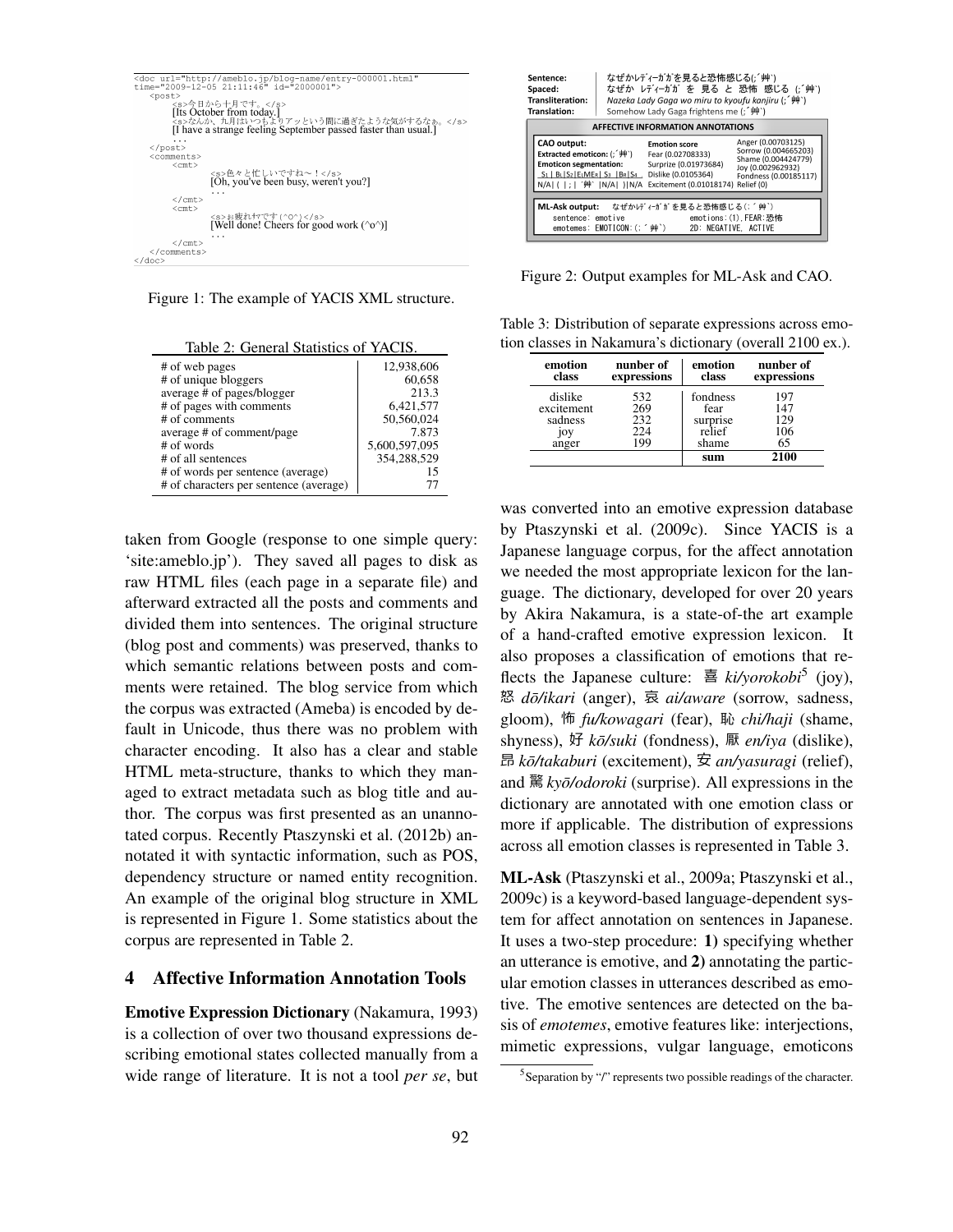```
<doc url="http://ameblo.jp/blog-name/entry-000001.html"
time="2009-12-05 21:11:46" id="2000001">
    <post>
        <s>今日から十月です。</s>
        [Its October from today.]
        <s>なんか、九月はいつもよりアッという間に過ぎたような気がするなぁ。</s>
        [I have a strange feeling September passed faster than usual.]
        ...
    </post>
    <comments>
        <cmt>
            <s>色々と忙しいですね～！</s>
            [Oh, you've been busy, weren't you?]
            ...
        </cmt>
        <cmt>
            <s>お疲れｻﾏです(^o^)</s>
            [Well done! Cheers for good work (^o^)]
            ...
        </cmt>
    </comments>
</doc>
```

Figure 1: The example of YACIS XML structure.

Table 2: General Statistics of YACIS.

| | |
|---|---|
| # of web pages | 12,938,606 |
| # of unique bloggers | 60,658 |
| average # of pages/blogger | 213.3 |
| # of pages with comments | 6,421,577 |
| # of comments | 50,560,024 |
| average # of comment/page | 7.873 |
| # of words | 5,600,597,095 |
| # of all sentences | 354,288,529 |
| # of words per sentence (average) | 15 |
| # of characters per sentence (average) | 77 |

taken from Google (response to one simple query: 'site:ameblo.jp'). They saved all pages to disk as raw HTML files (each page in a separate file) and afterward extracted all the posts and comments and divided them into sentences. The original structure (blog post and comments) was preserved, thanks to which semantic relations between posts and comments were retained. The blog service from which the corpus was extracted (Ameba) is encoded by default in Unicode, thus there was no problem with character encoding. It also has a clear and stable HTML meta-structure, thanks to which they managed to extract metadata such as blog title and author. The corpus was first presented as an unannotated corpus. Recently Ptaszynski et al. (2012b) annotated it with syntactic information, such as POS, dependency structure or named entity recognition. An example of the original blog structure in XML is represented in Figure 1. Some statistics about the corpus are represented in Table 2.

## 4 Affective Information Annotation Tools

**Emotive Expression Dictionary** (Nakamura, 1993) is a collection of over two thousand expressions describing emotional states collected manually from a wide range of literature. It is not a tool *per se*, but

**Sentence:** なぜかレディーガガを見ると恐怖感じる(;´艸`)
**Spaced:** なぜか レディーガガ を 見る と 恐怖 感じる (;´艸`)
**Transliteration:** *Nazeka Lady Gaga wo miru to kyoufu kanjiru (;´艸`)*
**Translation:** Somehow Lady Gaga frightens me (;´艸`)

**AFFECTIVE INFORMATION ANNOTATIONS**

**CAO output:**
**Extracted emoticon:** (;´艸`)
**Emoticon segmentation:**
S1 | B1 | S2 | E1 | ME | E2 | S3 | B2 | S4
N/A | ( | ; | ´艸` | N/A | ) | N/A

**Emotion score**
Fear (0.02708333)
Surprize (0.01973684)
Dislike (0.0105364)
Excitement (0.01018174)

Anger (0.00703125)
Sorrow (0.004665203)
Shame (0.004424779)
Joy (0.002962932)
Fondness (0.00185117)
Relief (0)

**ML-Ask output:** なぜかレディーガガを見ると恐怖感じる(;´艸`)
sentence: emotive
emotemes: EMOTICON:(;´艸`)
emotions:(1),FEAR:恐怖
2D: NEGATIVE, ACTIVE

Figure 2: Output examples for ML-Ask and CAO.

Table 3: Distribution of separate expressions across emotion classes in Nakamura's dictionary (overall 2100 ex.).

| emotion class | nunber of expressions | emotion class | number of expressions |
|---|---|---|---|
| dislike | 532 | fondness | 197 |
| excitement | 269 | fear | 147 |
| sadness | 232 | surprise | 129 |
| joy | 224 | relief | 106 |
| anger | 199 | shame | 65 |
| | | **sum** | **2100** |

was converted into an emotive expression database by Ptaszynski et al. (2009c). Since YACIS is a Japanese language corpus, for the affect annotation we needed the most appropriate lexicon for the language. The dictionary, developed for over 20 years by Akira Nakamura, is a state-of-the art example of a hand-crafted emotive expression lexicon. It also proposes a classification of emotions that reflects the Japanese culture: 喜 *ki/yorokobi*[5] (joy), 怒 *dō/ikari* (anger), 哀 *ai/aware* (sorrow, sadness, gloom), 怖 *fu/kowagari* (fear), 恥 *chi/haji* (shame, shyness), 好 *kō/suki* (fondness), 厭 *en/iya* (dislike), 昂 *kō/takaburi* (excitement), 安 *an/yasuragi* (relief), and 驚 *kyō/odoroki* (surprise). All expressions in the dictionary are annotated with one emotion class or more if applicable. The distribution of expressions across all emotion classes is represented in Table 3.

**ML-Ask** (Ptaszynski et al., 2009a; Ptaszynski et al., 2009c) is a keyword-based language-dependent system for affect annotation on sentences in Japanese. It uses a two-step procedure: **1)** specifying whether an utterance is emotive, and **2)** annotating the particular emotion classes in utterances described as emotive. The emotive sentences are detected on the basis of *emotemes*, emotive features like: interjections, mimetic expressions, vulgar language, emoticons

[5] Separation by "/" represents two possible readings of the character.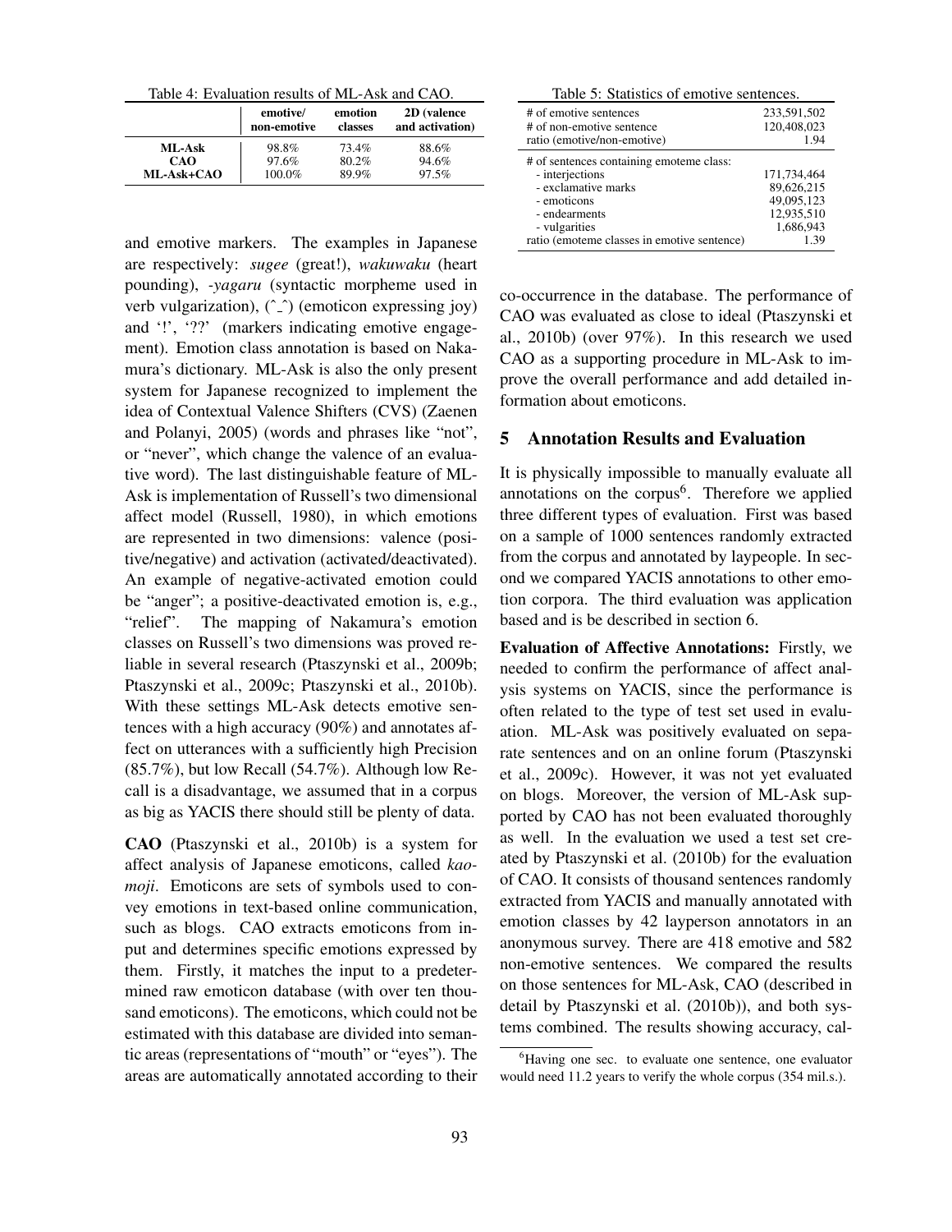Table 4: Evaluation results of ML-Ask and CAO.

| | emotive/ non-emotive | emotion classes | 2D (valence and activation) |
|---|---|---|---|
| **ML-Ask** | 98.8% | 73.4% | 88.6% |
| **CAO** | 97.6% | 80.2% | 94.6% |
| **ML-Ask+CAO** | 100.0% | 89.9% | 97.5% |

and emotive markers. The examples in Japanese are respectively: *sugee* (great!), *wakuwaku* (heart pounding), *-yagaru* (syntactic morpheme used in verb vulgarization), (^_^) (emoticon expressing joy) and '!', '??' (markers indicating emotive engagement). Emotion class annotation is based on Nakamura's dictionary. ML-Ask is also the only present system for Japanese recognized to implement the idea of Contextual Valence Shifters (CVS) (Zaenen and Polanyi, 2005) (words and phrases like "not", or "never", which change the valence of an evaluative word). The last distinguishable feature of ML-Ask is implementation of Russell's two dimensional affect model (Russell, 1980), in which emotions are represented in two dimensions: valence (positive/negative) and activation (activated/deactivated). An example of negative-activated emotion could be "anger"; a positive-deactivated emotion is, e.g., "relief". The mapping of Nakamura's emotion classes on Russell's two dimensions was proved reliable in several research (Ptaszynski et al., 2009b; Ptaszynski et al., 2009c; Ptaszynski et al., 2010b). With these settings ML-Ask detects emotive sentences with a high accuracy (90%) and annotates affect on utterances with a sufficiently high Precision (85.7%), but low Recall (54.7%). Although low Recall is a disadvantage, we assumed that in a corpus as big as YACIS there should still be plenty of data.

**CAO** (Ptaszynski et al., 2010b) is a system for affect analysis of Japanese emoticons, called *kaomoji*. Emoticons are sets of symbols used to convey emotions in text-based online communication, such as blogs. CAO extracts emoticons from input and determines specific emotions expressed by them. Firstly, it matches the input to a predetermined raw emoticon database (with over ten thousand emoticons). The emoticons, which could not be estimated with this database are divided into semantic areas (representations of "mouth" or "eyes"). The areas are automatically annotated according to their co-occurrence in the database. The performance of CAO was evaluated as close to ideal (Ptaszynski et al., 2010b) (over 97%). In this research we used CAO as a supporting procedure in ML-Ask to improve the overall performance and add detailed information about emoticons.

Table 5: Statistics of emotive sentences.

| | |
|---|---|
| # of emotive sentences | 233,591,502 |
| # of non-emotive sentence | 120,408,023 |
| ratio (emotive/non-emotive) | 1.94 |
| # of sentences containing emoteme class: | |
| - interjections | 171,734,464 |
| - exclamative marks | 89,626,215 |
| - emoticons | 49,095,123 |
| - endearments | 12,935,510 |
| - vulgarities | 1,686,943 |
| ratio (emoteme classes in emotive sentence) | 1.39 |

## 5 Annotation Results and Evaluation

It is physically impossible to manually evaluate all annotations on the corpus[6]. Therefore we applied three different types of evaluation. First was based on a sample of 1000 sentences randomly extracted from the corpus and annotated by laypeople. In second we compared YACIS annotations to other emotion corpora. The third evaluation was application based and is be described in section 6.

**Evaluation of Affective Annotations:** Firstly, we needed to confirm the performance of affect analysis systems on YACIS, since the performance is often related to the type of test set used in evaluation. ML-Ask was positively evaluated on separate sentences and on an online forum (Ptaszynski et al., 2009c). However, it was not yet evaluated on blogs. Moreover, the version of ML-Ask supported by CAO has not been evaluated thoroughly as well. In the evaluation we used a test set created by Ptaszynski et al. (2010b) for the evaluation of CAO. It consists of thousand sentences randomly extracted from YACIS and manually annotated with emotion classes by 42 layperson annotators in an anonymous survey. There are 418 emotive and 582 non-emotive sentences. We compared the results on those sentences for ML-Ask, CAO (described in detail by Ptaszynski et al. (2010b)), and both systems combined. The results showing accuracy, cal-

[6]Having one sec. to evaluate one sentence, one evaluator would need 11.2 years to verify the whole corpus (354 mil.s.).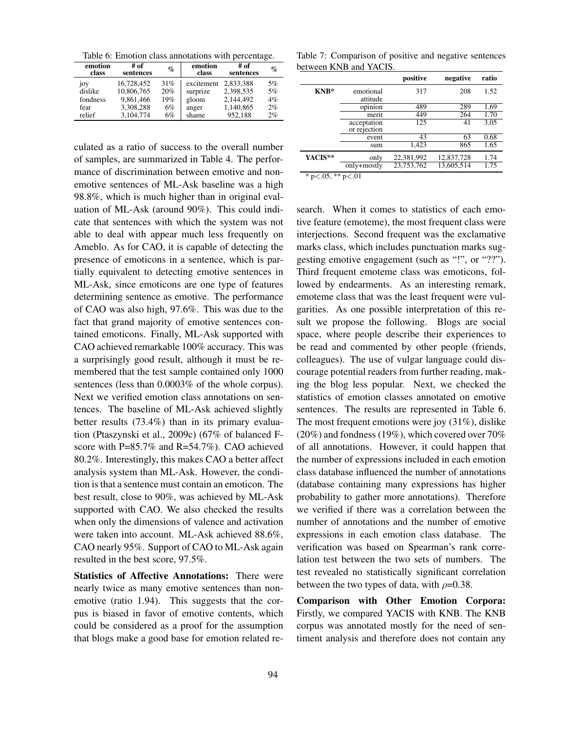Table 6: Emotion class annotations with percentage.

| emotion class | # of sentences | % | emotion class | # of sentences | % |
|---|---|---|---|---|---|
| joy | 16,728,452 | 31% | excitement | 2,833,388 | 5% |
| dislike | 10,806,765 | 20% | surprize | 2,398,535 | 5% |
| fondness | 9,861,466 | 19% | gloom | 2,144,492 | 4% |
| fear | 3,308,288 | 6% | anger | 1,140,865 | 2% |
| relief | 3,104,774 | 6% | shame | 952,188 | 2% |

culated as a ratio of success to the overall number of samples, are summarized in Table 4. The performance of discrimination between emotive and non-emotive sentences of ML-Ask baseline was a high 98.8%, which is much higher than in original evaluation of ML-Ask (around 90%). This could indicate that sentences with which the system was not able to deal with appear much less frequently on Ameblo. As for CAO, it is capable of detecting the presence of emoticons in a sentence, which is partially equivalent to detecting emotive sentences in ML-Ask, since emoticons are one type of features determining sentence as emotive. The performance of CAO was also high, 97.6%. This was due to the fact that grand majority of emotive sentences contained emoticons. Finally, ML-Ask supported with CAO achieved remarkable 100% accuracy. This was a surprisingly good result, although it must be remembered that the test sample contained only 1000 sentences (less than 0.0003% of the whole corpus). Next we verified emotion class annotations on sentences. The baseline of ML-Ask achieved slightly better results (73.4%) than in its primary evaluation (Ptaszynski et al., 2009c) (67% of balanced F-score with P=85.7% and R=54.7%). CAO achieved 80.2%. Interestingly, this makes CAO a better affect analysis system than ML-Ask. However, the condition is that a sentence must contain an emoticon. The best result, close to 90%, was achieved by ML-Ask supported with CAO. We also checked the results when only the dimensions of valence and activation were taken into account. ML-Ask achieved 88.6%, CAO nearly 95%. Support of CAO to ML-Ask again resulted in the best score, 97.5%.

**Statistics of Affective Annotations:** There were nearly twice as many emotive sentences than non-emotive (ratio 1.94). This suggests that the corpus is biased in favor of emotive contents, which could be considered as a proof for the assumption that blogs make a good base for emotion related research. When it comes to statistics of each emotive feature (emoteme), the most frequent class were interjections. Second frequent was the exclamative marks class, which includes punctuation marks suggesting emotive engagement (such as "!", or "??"). Third frequent emoteme class was emoticons, followed by endearments. As an interesting remark, emoteme class that was the least frequent were vulgarities. As one possible interpretation of this result we propose the following. Blogs are social space, where people describe their experiences to be read and commented by other people (friends, colleagues). The use of vulgar language could discourage potential readers from further reading, making the blog less popular. Next, we checked the statistics of emotion classes annotated on emotive sentences. The results are represented in Table 6. The most frequent emotions were joy (31%), dislike (20%) and fondness (19%), which covered over 70% of all annotations. However, it could happen that the number of expressions included in each emotion class database influenced the number of annotations (database containing many expressions has higher probability to gather more annotations). Therefore we verified if there was a correlation between the number of annotations and the number of emotive expressions in each emotion class database. The verification was based on Spearman's rank correlation test between the two sets of numbers. The test revealed no statistically significant correlation between the two types of data, with $\rho$=0.38.

Table 7: Comparison of positive and negative sentences between KNB and YACIS.

| | | positive | negative | ratio |
|---|---|---|---|---|
| **KNB*** | emotional attitude | 317 | 208 | 1.52 |
| | opinion | 489 | 289 | 1.69 |
| | merit | 449 | 264 | 1.70 |
| | acceptation or rejection | 125 | 41 | 3.05 |
| | event | 43 | 63 | 0.68 |
| | sum | 1,423 | 865 | 1.65 |
| **YACIS**** | only | 22,381,992 | 12,837,728 | 1.74 |
| | only+mostly | 23,753,762 | 13,605,514 | 1.75 |

* $p<.05$, ** $p<.01$

**Comparison with Other Emotion Corpora:** Firstly, we compared YACIS with KNB. The KNB corpus was annotated mostly for the need of sentiment analysis and therefore does not contain any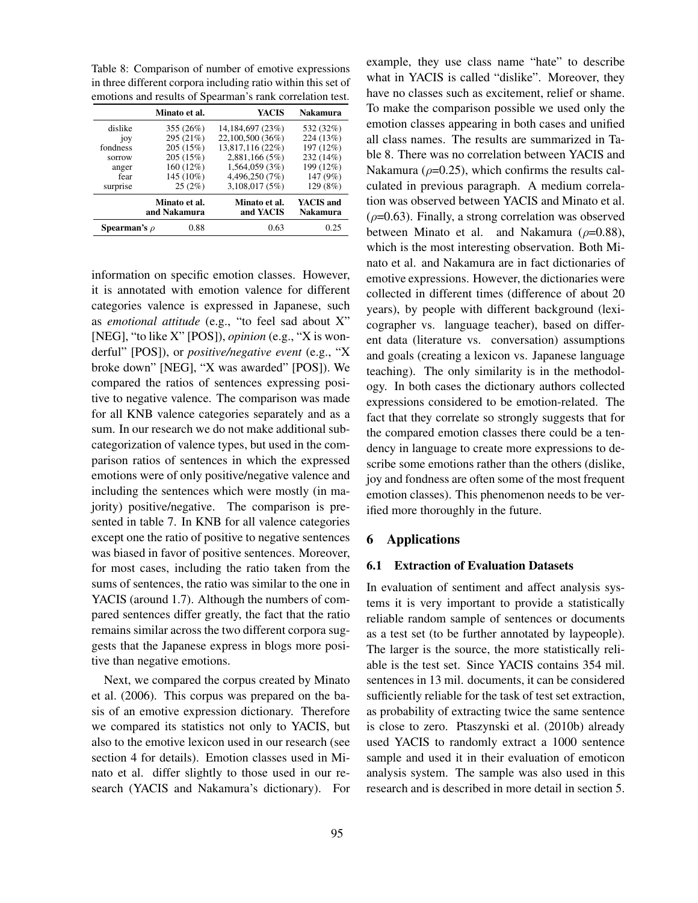Table 8: Comparison of number of emotive expressions in three different corpora including ratio within this set of emotions and results of Spearman's rank correlation test.

| | Minato et al. | YACIS | Nakamura |
|---|---|---|---|
| dislike | 355 (26%) | 14,184,697 (23%) | 532 (32%) |
| joy | 295 (21%) | 22,100,500 (36%) | 224 (13%) |
| fondness | 205 (15%) | 13,817,116 (22%) | 197 (12%) |
| sorrow | 205 (15%) | 2,881,166 (5%) | 232 (14%) |
| anger | 160 (12%) | 1,564,059 (3%) | 199 (12%) |
| fear | 145 (10%) | 4,496,250 (7%) | 147 (9%) |
| surprise | 25 (2%) | 3,108,017 (5%) | 129 (8%) |
| | **Minato et al. and Nakamura** | **Minato et al. and YACIS** | **YACIS and Nakamura** |
| **Spearman's $\rho$** | 0.88 | 0.63 | 0.25 |

information on specific emotion classes. However, it is annotated with emotion valence for different categories valence is expressed in Japanese, such as *emotional attitude* (e.g., "to feel sad about X" [NEG], "to like X" [POS]), *opinion* (e.g., "X is wonderful" [POS]), or *positive/negative event* (e.g., "X broke down" [NEG], "X was awarded" [POS]). We compared the ratios of sentences expressing positive to negative valence. The comparison was made for all KNB valence categories separately and as a sum. In our research we do not make additional subcategorization of valence types, but used in the comparison ratios of sentences in which the expressed emotions were of only positive/negative valence and including the sentences which were mostly (in majority) positive/negative. The comparison is presented in table 7. In KNB for all valence categories except one the ratio of positive to negative sentences was biased in favor of positive sentences. Moreover, for most cases, including the ratio taken from the sums of sentences, the ratio was similar to the one in YACIS (around 1.7). Although the numbers of compared sentences differ greatly, the fact that the ratio remains similar across the two different corpora suggests that the Japanese express in blogs more positive than negative emotions.

Next, we compared the corpus created by Minato et al. (2006). This corpus was prepared on the basis of an emotive expression dictionary. Therefore we compared its statistics not only to YACIS, but also to the emotive lexicon used in our research (see section 4 for details). Emotion classes used in Minato et al. differ slightly to those used in our research (YACIS and Nakamura's dictionary). For example, they use class name "hate" to describe what in YACIS is called "dislike". Moreover, they have no classes such as excitement, relief or shame. To make the comparison possible we used only the emotion classes appearing in both cases and unified all class names. The results are summarized in Table 8. There was no correlation between YACIS and Nakamura ($\rho$=0.25), which confirms the results calculated in previous paragraph. A medium correlation was observed between YACIS and Minato et al. ($\rho$=0.63). Finally, a strong correlation was observed between Minato et al. and Nakamura ($\rho$=0.88), which is the most interesting observation. Both Minato et al. and Nakamura are in fact dictionaries of emotive expressions. However, the dictionaries were collected in different times (difference of about 20 years), by people with different background (lexicographer vs. language teacher), based on different data (literature vs. conversation) assumptions and goals (creating a lexicon vs. Japanese language teaching). The only similarity is in the methodology. In both cases the dictionary authors collected expressions considered to be emotion-related. The fact that they correlate so strongly suggests that for the compared emotion classes there could be a tendency in language to create more expressions to describe some emotions rather than the others (dislike, joy and fondness are often some of the most frequent emotion classes). This phenomenon needs to be verified more thoroughly in the future.

## 6 Applications

### 6.1 Extraction of Evaluation Datasets

In evaluation of sentiment and affect analysis systems it is very important to provide a statistically reliable random sample of sentences or documents as a test set (to be further annotated by laypeople). The larger is the source, the more statistically reliable is the test set. Since YACIS contains 354 mil. sentences in 13 mil. documents, it can be considered sufficiently reliable for the task of test set extraction, as probability of extracting twice the same sentence is close to zero. Ptaszynski et al. (2010b) already used YACIS to randomly extract a 1000 sentence sample and used it in their evaluation of emoticon analysis system. The sample was also used in this research and is described in more detail in section 5.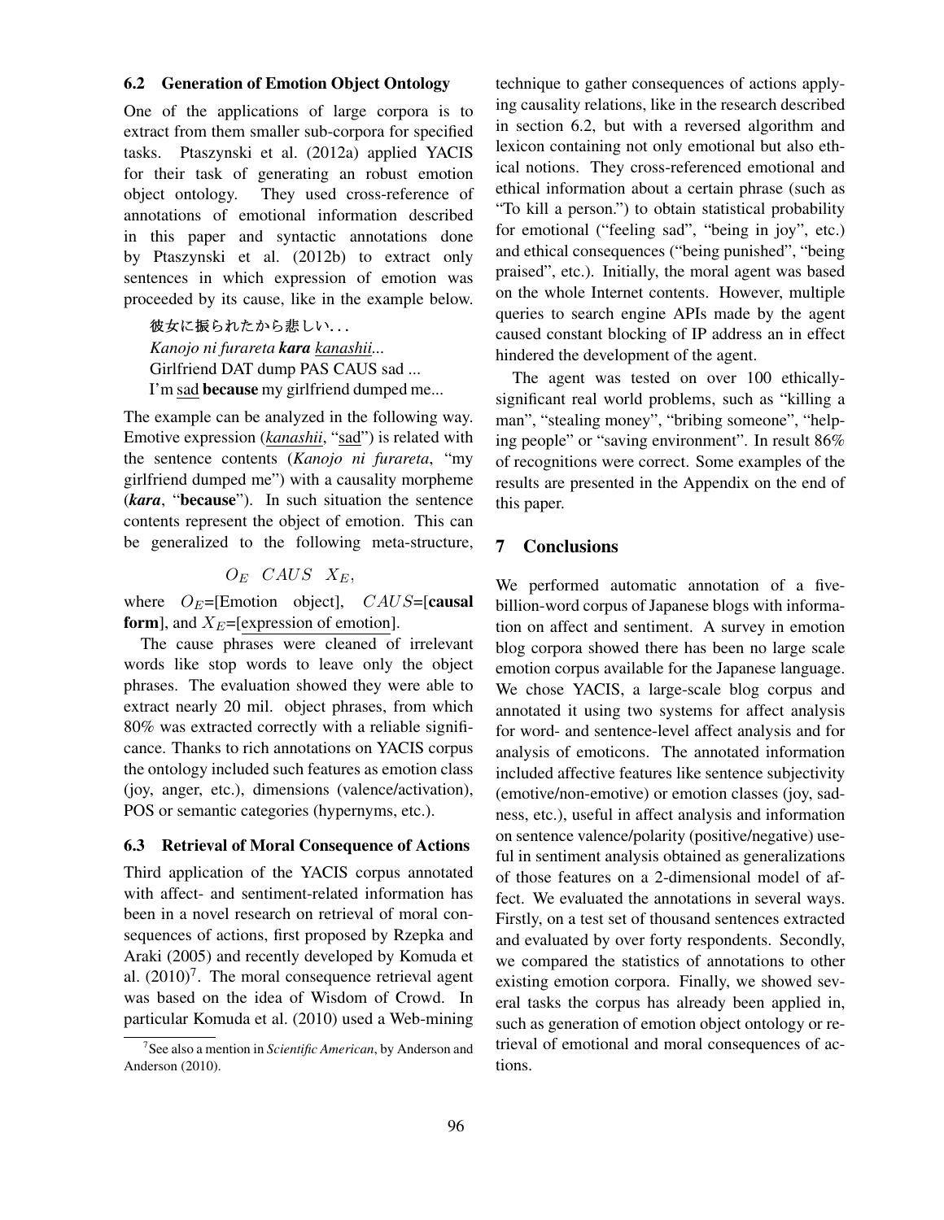### 6.2 Generation of Emotion Object Ontology

One of the applications of large corpora is to extract from them smaller sub-corpora for specified tasks. Ptaszynski et al. (2012a) applied YACIS for their task of generating an robust emotion object ontology. They used cross-reference of annotations of emotional information described in this paper and syntactic annotations done by Ptaszynski et al. (2012b) to extract only sentences in which expression of emotion was proceeded by its cause, like in the example below.

> 彼女に振られたから悲しい...
> *Kanojo ni furareta* ***kara*** *kanashii...*
> Girlfriend DAT dump PAS CAUS sad ...
> I'm sad **because** my girlfriend dumped me...

The example can be analyzed in the following way. Emotive expression (*kanashii*, "sad") is related with the sentence contents (*Kanojo ni furareta*, "my girlfriend dumped me") with a causality morpheme (***kara***, "**because**"). In such situation the sentence contents represent the object of emotion. This can be generalized to the following meta-structure,

$$O_E \quad CAUS \quad X_E,$$

where $O_E$=[Emotion object], $CAUS$=[**causal form**], and $X_E$=[expression of emotion].

The cause phrases were cleaned of irrelevant words like stop words to leave only the object phrases. The evaluation showed they were able to extract nearly 20 mil. object phrases, from which 80% was extracted correctly with a reliable significance. Thanks to rich annotations on YACIS corpus the ontology included such features as emotion class (joy, anger, etc.), dimensions (valence/activation), POS or semantic categories (hypernyms, etc.).

### 6.3 Retrieval of Moral Consequence of Actions

Third application of the YACIS corpus annotated with affect- and sentiment-related information has been in a novel research on retrieval of moral consequences of actions, first proposed by Rzepka and Araki (2005) and recently developed by Komuda et al. (2010)[7]. The moral consequence retrieval agent was based on the idea of Wisdom of Crowd. In particular Komuda et al. (2010) used a Web-mining technique to gather consequences of actions applying causality relations, like in the research described in section 6.2, but with a reversed algorithm and lexicon containing not only emotional but also ethical notions. They cross-referenced emotional and ethical information about a certain phrase (such as "To kill a person.") to obtain statistical probability for emotional ("feeling sad", "being in joy", etc.) and ethical consequences ("being punished", "being praised", etc.). Initially, the moral agent was based on the whole Internet contents. However, multiple queries to search engine APIs made by the agent caused constant blocking of IP address an in effect hindered the development of the agent.

The agent was tested on over 100 ethically-significant real world problems, such as "killing a man", "stealing money", "bribing someone", "helping people" or "saving environment". In result 86% of recognitions were correct. Some examples of the results are presented in the Appendix on the end of this paper.

[7] See also a mention in *Scientific American*, by Anderson and Anderson (2010).

## 7 Conclusions

We performed automatic annotation of a five-billion-word corpus of Japanese blogs with information on affect and sentiment. A survey in emotion blog corpora showed there has been no large scale emotion corpus available for the Japanese language. We chose YACIS, a large-scale blog corpus and annotated it using two systems for affect analysis for word- and sentence-level affect analysis and for analysis of emoticons. The annotated information included affective features like sentence subjectivity (emotive/non-emotive) or emotion classes (joy, sadness, etc.), useful in affect analysis and information on sentence valence/polarity (positive/negative) useful in sentiment analysis obtained as generalizations of those features on a 2-dimensional model of affect. We evaluated the annotations in several ways. Firstly, on a test set of thousand sentences extracted and evaluated by over forty respondents. Secondly, we compared the statistics of annotations to other existing emotion corpora. Finally, we showed several tasks the corpus has already been applied in, such as generation of emotion object ontology or retrieval of emotional and moral consequences of actions.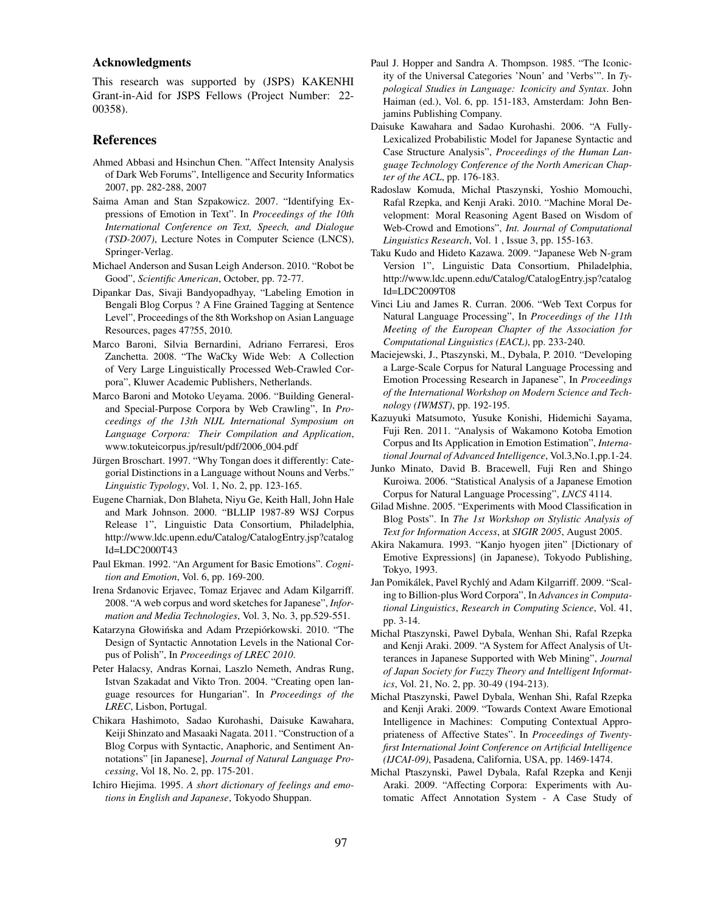## Acknowledgments

This research was supported by (JSPS) KAKENHI Grant-in-Aid for JSPS Fellows (Project Number: 22-00358).

## References

Ahmed Abbasi and Hsinchun Chen. "Affect Intensity Analysis of Dark Web Forums", Intelligence and Security Informatics 2007, pp. 282-288, 2007

Saima Aman and Stan Szpakowicz. 2007. "Identifying Expressions of Emotion in Text". In *Proceedings of the 10th International Conference on Text, Speech, and Dialogue (TSD-2007)*, Lecture Notes in Computer Science (LNCS), Springer-Verlag.

Michael Anderson and Susan Leigh Anderson. 2010. "Robot be Good", *Scientific American*, October, pp. 72-77.

Dipankar Das, Sivaji Bandyopadhyay, "Labeling Emotion in Bengali Blog Corpus ? A Fine Grained Tagging at Sentence Level", Proceedings of the 8th Workshop on Asian Language Resources, pages 47?55, 2010.

Marco Baroni, Silvia Bernardini, Adriano Ferraresi, Eros Zanchetta. 2008. "The WaCky Wide Web: A Collection of Very Large Linguistically Processed Web-Crawled Corpora", Kluwer Academic Publishers, Netherlands.

Marco Baroni and Motoko Ueyama. 2006. "Building General- and Special-Purpose Corpora by Web Crawling", In *Proceedings of the 13th NIJL International Symposium on Language Corpora: Their Compilation and Application*, www.tokuteicorpus.jp/result/pdf/2006_004.pdf

Jürgen Broschart. 1997. "Why Tongan does it differently: Categorial Distinctions in a Language without Nouns and Verbs." *Linguistic Typology*, Vol. 1, No. 2, pp. 123-165.

Eugene Charniak, Don Blaheta, Niyu Ge, Keith Hall, John Hale and Mark Johnson. 2000. "BLLIP 1987-89 WSJ Corpus Release 1", Linguistic Data Consortium, Philadelphia, http://www.ldc.upenn.edu/Catalog/CatalogEntry.jsp?catalogId=LDC2000T43

Paul Ekman. 1992. "An Argument for Basic Emotions". *Cognition and Emotion*, Vol. 6, pp. 169-200.

Irena Srdanovic Erjavec, Tomaz Erjavec and Adam Kilgarriff. 2008. "A web corpus and word sketches for Japanese", *Information and Media Technologies*, Vol. 3, No. 3, pp.529-551.

Katarzyna Głowińska and Adam Przepiórkowski. 2010. "The Design of Syntactic Annotation Levels in the National Corpus of Polish", In *Proceedings of LREC 2010*.

Peter Halacsy, Andras Kornai, Laszlo Nemeth, Andras Rung, Istvan Szakadat and Vikto Tron. 2004. "Creating open language resources for Hungarian". In *Proceedings of the LREC*, Lisbon, Portugal.

Chikara Hashimoto, Sadao Kurohashi, Daisuke Kawahara, Keiji Shinzato and Masaaki Nagata. 2011. "Construction of a Blog Corpus with Syntactic, Anaphoric, and Sentiment Annotations" [in Japanese], *Journal of Natural Language Processing*, Vol 18, No. 2, pp. 175-201.

Ichiro Hiejima. 1995. *A short dictionary of feelings and emotions in English and Japanese*, Tokyodo Shuppan.

Paul J. Hopper and Sandra A. Thompson. 1985. "The Iconicity of the Universal Categories 'Noun' and 'Verbs'". In *Typological Studies in Language: Iconicity and Syntax*. John Haiman (ed.), Vol. 6, pp. 151-183, Amsterdam: John Benjamins Publishing Company.

Daisuke Kawahara and Sadao Kurohashi. 2006. "A Fully-Lexicalized Probabilistic Model for Japanese Syntactic and Case Structure Analysis", *Proceedings of the Human Language Technology Conference of the North American Chapter of the ACL*, pp. 176-183.

Radoslaw Komuda, Michal Ptaszynski, Yoshio Momouchi, Rafal Rzepka, and Kenji Araki. 2010. "Machine Moral Development: Moral Reasoning Agent Based on Wisdom of Web-Crowd and Emotions", *Int. Journal of Computational Linguistics Research*, Vol. 1 , Issue 3, pp. 155-163.

Taku Kudo and Hideto Kazawa. 2009. "Japanese Web N-gram Version 1", Linguistic Data Consortium, Philadelphia, http://www.ldc.upenn.edu/Catalog/CatalogEntry.jsp?catalogId=LDC2009T08

Vinci Liu and James R. Curran. 2006. "Web Text Corpus for Natural Language Processing", In *Proceedings of the 11th Meeting of the European Chapter of the Association for Computational Linguistics (EACL)*, pp. 233-240.

Maciejewski, J., Ptaszynski, M., Dybala, P. 2010. "Developing a Large-Scale Corpus for Natural Language Processing and Emotion Processing Research in Japanese", In *Proceedings of the International Workshop on Modern Science and Technology (IWMST)*, pp. 192-195.

Kazuyuki Matsumoto, Yusuke Konishi, Hidemichi Sayama, Fuji Ren. 2011. "Analysis of Wakamono Kotoba Emotion Corpus and Its Application in Emotion Estimation", *International Journal of Advanced Intelligence*, Vol.3,No.1,pp.1-24.

Junko Minato, David B. Bracewell, Fuji Ren and Shingo Kuroiwa. 2006. "Statistical Analysis of a Japanese Emotion Corpus for Natural Language Processing", *LNCS* 4114.

Gilad Mishne. 2005. "Experiments with Mood Classification in Blog Posts". In *The 1st Workshop on Stylistic Analysis of Text for Information Access*, at *SIGIR 2005*, August 2005.

Akira Nakamura. 1993. "Kanjo hyogen jiten" [Dictionary of Emotive Expressions] (in Japanese), Tokyodo Publishing, Tokyo, 1993.

Jan Pomikálek, Pavel Rychlý and Adam Kilgarriff. 2009. "Scaling to Billion-plus Word Corpora", In *Advances in Computational Linguistics*, *Research in Computing Science*, Vol. 41, pp. 3-14.

Michal Ptaszynski, Pawel Dybala, Wenhan Shi, Rafal Rzepka and Kenji Araki. 2009. "A System for Affect Analysis of Utterances in Japanese Supported with Web Mining", *Journal of Japan Society for Fuzzy Theory and Intelligent Informatics*, Vol. 21, No. 2, pp. 30-49 (194-213).

Michal Ptaszynski, Pawel Dybala, Wenhan Shi, Rafal Rzepka and Kenji Araki. 2009. "Towards Context Aware Emotional Intelligence in Machines: Computing Contextual Appropriateness of Affective States". In *Proceedings of Twenty-first International Joint Conference on Artificial Intelligence (IJCAI-09)*, Pasadena, California, USA, pp. 1469-1474.

Michal Ptaszynski, Pawel Dybala, Rafal Rzepka and Kenji Araki. 2009. "Affecting Corpora: Experiments with Automatic Affect Annotation System - A Case Study of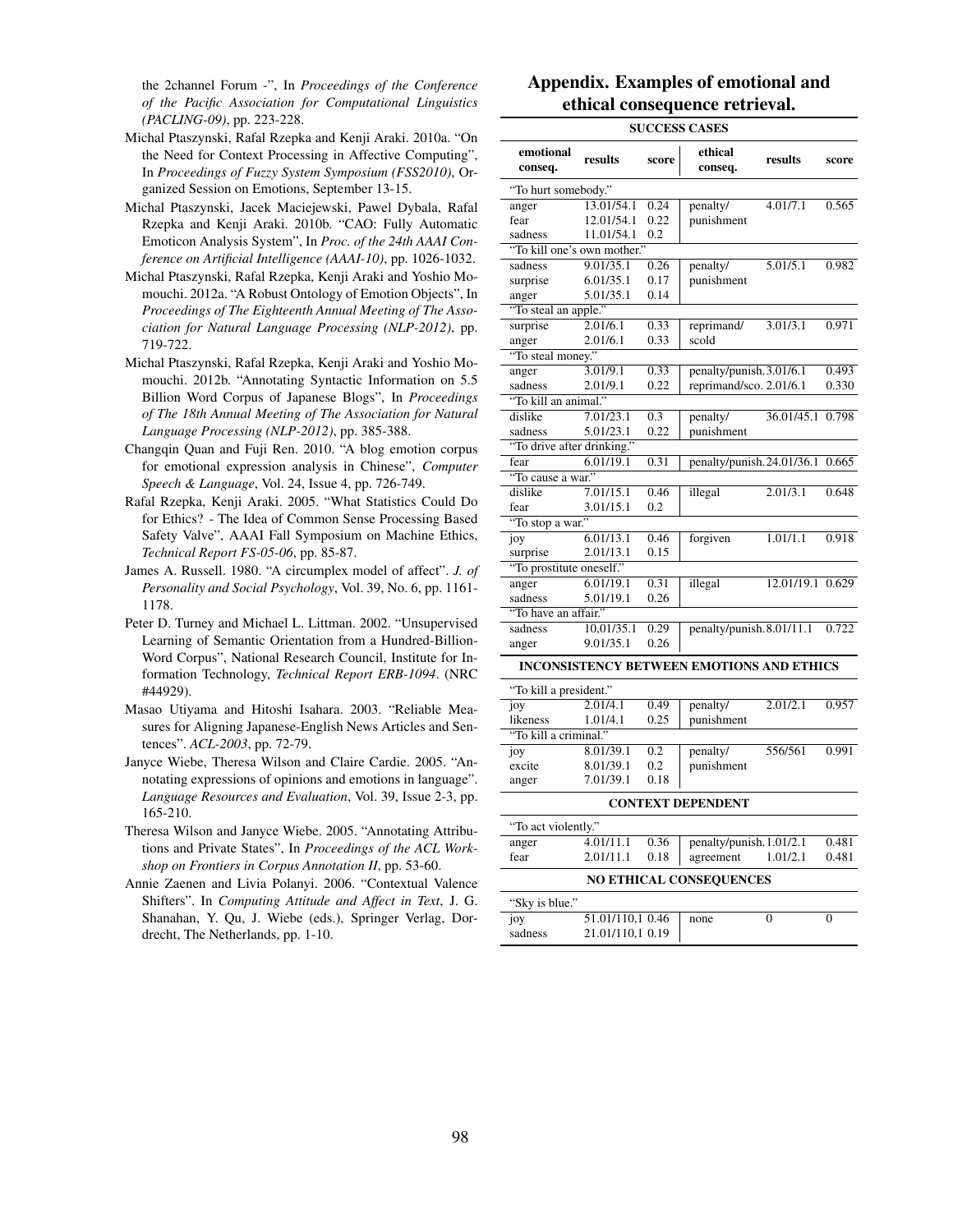the 2channel Forum -", In *Proceedings of the Conference of the Pacific Association for Computational Linguistics (PACLING-09)*, pp. 223-228.

Michal Ptaszynski, Rafal Rzepka and Kenji Araki. 2010a. "On the Need for Context Processing in Affective Computing", In *Proceedings of Fuzzy System Symposium (FSS2010)*, Organized Session on Emotions, September 13-15.

Michal Ptaszynski, Jacek Maciejewski, Pawel Dybala, Rafal Rzepka and Kenji Araki. 2010b. "CAO: Fully Automatic Emoticon Analysis System", In *Proc. of the 24th AAAI Conference on Artificial Intelligence (AAAI-10)*, pp. 1026-1032.

Michal Ptaszynski, Rafal Rzepka, Kenji Araki and Yoshio Momouchi. 2012a. "A Robust Ontology of Emotion Objects", In *Proceedings of The Eighteenth Annual Meeting of The Association for Natural Language Processing (NLP-2012)*, pp. 719-722.

Michal Ptaszynski, Rafal Rzepka, Kenji Araki and Yoshio Momouchi. 2012b. "Annotating Syntactic Information on 5.5 Billion Word Corpus of Japanese Blogs", In *Proceedings of The 18th Annual Meeting of The Association for Natural Language Processing (NLP-2012)*, pp. 385-388.

Changqin Quan and Fuji Ren. 2010. "A blog emotion corpus for emotional expression analysis in Chinese", *Computer Speech & Language*, Vol. 24, Issue 4, pp. 726-749.

Rafal Rzepka, Kenji Araki. 2005. "What Statistics Could Do for Ethics? - The Idea of Common Sense Processing Based Safety Valve", AAAI Fall Symposium on Machine Ethics, *Technical Report FS-05-06*, pp. 85-87.

James A. Russell. 1980. "A circumplex model of affect". *J. of Personality and Social Psychology*, Vol. 39, No. 6, pp. 1161-1178.

Peter D. Turney and Michael L. Littman. 2002. "Unsupervised Learning of Semantic Orientation from a Hundred-Billion-Word Corpus", National Research Council, Institute for Information Technology, *Technical Report ERB-1094*. (NRC #44929).

Masao Utiyama and Hitoshi Isahara. 2003. "Reliable Measures for Aligning Japanese-English News Articles and Sentences". *ACL-2003*, pp. 72-79.

Janyce Wiebe, Theresa Wilson and Claire Cardie. 2005. "Annotating expressions of opinions and emotions in language". *Language Resources and Evaluation*, Vol. 39, Issue 2-3, pp. 165-210.

Theresa Wilson and Janyce Wiebe. 2005. "Annotating Attributions and Private States", In *Proceedings of the ACL Workshop on Frontiers in Corpus Annotation II*, pp. 53-60.

Annie Zaenen and Livia Polanyi. 2006. "Contextual Valence Shifters". In *Computing Attitude and Affect in Text*, J. G. Shanahan, Y. Qu, J. Wiebe (eds.), Springer Verlag, Dordrecht, The Netherlands, pp. 1-10.

## Appendix. Examples of emotional and ethical consequence retrieval.

| emotional conseq. | results | score | ethical conseq. | results | score |
|---|---|---|---|---|---|
| **SUCCESS CASES** | | | | | |
| "To hurt somebody." | | | | | |
| anger | 13.01/54.1 | 0.24 | penalty/ punishment | 4.01/7.1 | 0.565 |
| fear | 12.01/54.1 | 0.22 | | | |
| sadness | 11.01/54.1 | 0.2 | | | |
| "To kill one's own mother." | | | | | |
| sadness | 9.01/35.1 | 0.26 | penalty/ punishment | 5.01/5.1 | 0.982 |
| surprise | 6.01/35.1 | 0.17 | | | |
| anger | 5.01/35.1 | 0.14 | | | |
| "To steal an apple." | | | | | |
| surprise | 2.01/6.1 | 0.33 | reprimand/ scold | 3.01/3.1 | 0.971 |
| anger | 2.01/6.1 | 0.33 | | | |
| "To steal money." | | | | | |
| anger | 3.01/9.1 | 0.33 | penalty/punish. | 3.01/6.1 | 0.493 |
| sadness | 2.01/9.1 | 0.22 | reprimand/sco. | 2.01/6.1 | 0.330 |
| "To kill an animal." | | | | | |
| dislike | 7.01/23.1 | 0.3 | penalty/ punishment | 36.01/45.1 | 0.798 |
| sadness | 5.01/23.1 | 0.22 | | | |
| "To drive after drinking." | | | | | |
| fear | 6.01/19.1 | 0.31 | penalty/punish. | 24.01/36.1 | 0.665 |
| "To cause a war." | | | | | |
| dislike | 7.01/15.1 | 0.46 | illegal | 2.01/3.1 | 0.648 |
| fear | 3.01/15.1 | 0.2 | | | |
| "To stop a war." | | | | | |
| joy | 6.01/13.1 | 0.46 | forgiven | 1.01/1.1 | 0.918 |
| surprise | 2.01/13.1 | 0.15 | | | |
| "To prostitute oneself." | | | | | |
| anger | 6.01/19.1 | 0.31 | illegal | 12.01/19.1 | 0.629 |
| sadness | 5.01/19.1 | 0.26 | | | |
| "To have an affair." | | | | | |
| sadness | 10,01/35.1 | 0.29 | penalty/punish. | 8.01/11.1 | 0.722 |
| anger | 9.01/35.1 | 0.26 | | | |
| **INCONSISTENCY BETWEEN EMOTIONS AND ETHICS** | | | | | |
| "To kill a president." | | | | | |
| joy | 2.01/4.1 | 0.49 | penalty/ punishment | 2.01/2.1 | 0.957 |
| likeness | 1.01/4.1 | 0.25 | | | |
| "To kill a criminal." | | | | | |
| joy | 8.01/39.1 | 0.2 | penalty/ punishment | 556/561 | 0.991 |
| excite | 8.01/39.1 | 0.2 | | | |
| anger | 7.01/39.1 | 0.18 | | | |
| **CONTEXT DEPENDENT** | | | | | |
| "To act violently." | | | | | |
| anger | 4.01/11.1 | 0.36 | penalty/punish. | 1.01/2.1 | 0.481 |
| fear | 2.01/11.1 | 0.18 | agreement | 1.01/2.1 | 0.481 |
| **NO ETHICAL CONSEQUENCES** | | | | | |
| "Sky is blue." | | | | | |
| joy | 51.01/110,1 | 0.46 | none | 0 | 0 |
| sadness | 21.01/110,1 | 0.19 | | | |